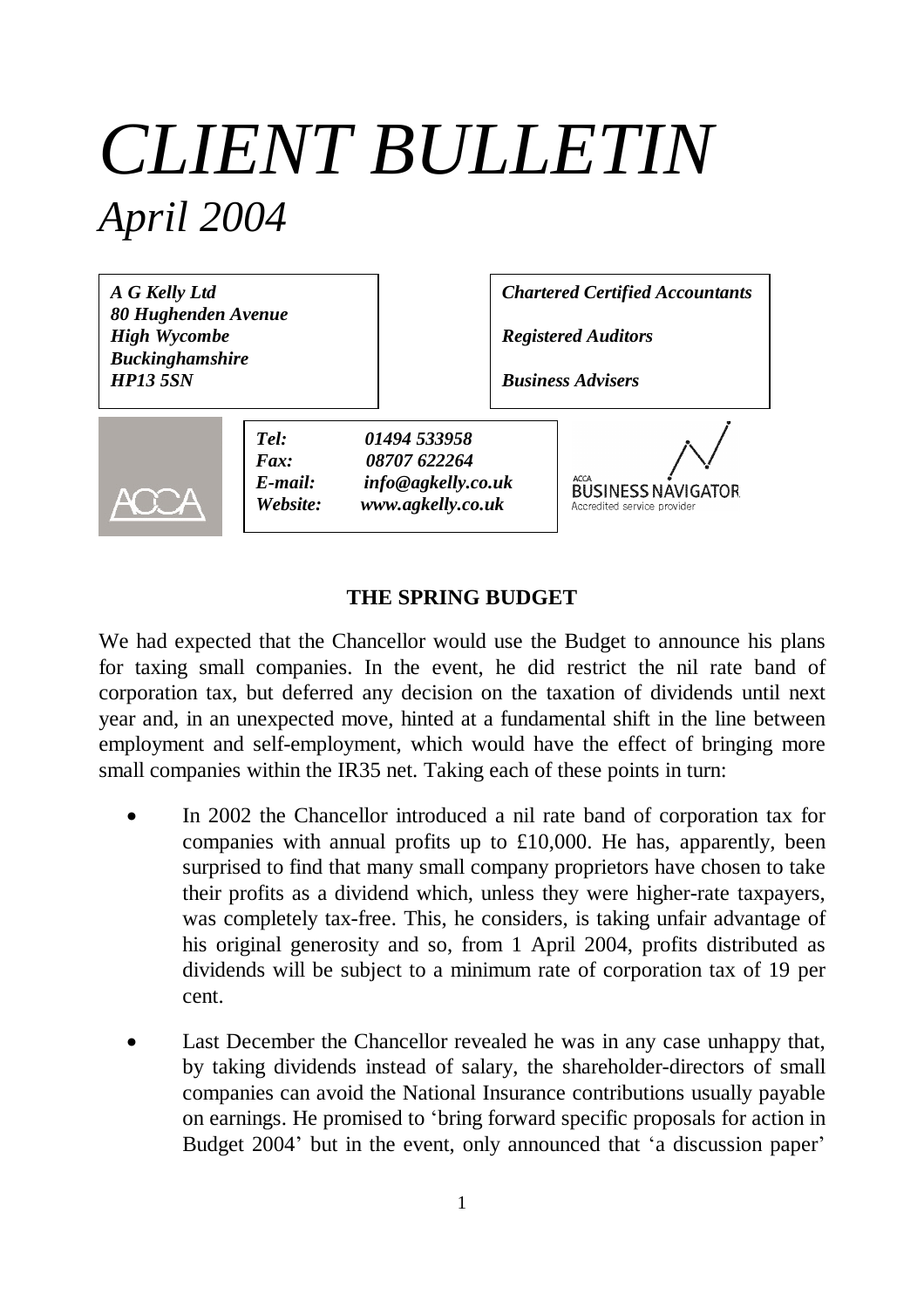# *CLIENT BULLETIN*

## *April 2004*

***A G Kelly Ltd***
***80 Hughenden Avenue***
***High Wycombe***
***Buckinghamshire***
***HP13 5SN***

***Chartered Certified Accountants***

***Registered Auditors***

***Business Advisers***

***Tel:*** ***01494 533958***
***Fax:*** ***08707 622264***
***E-mail:*** ***info@agkelly.co.uk***
***Website:*** ***www.agkelly.co.uk***

ACCA BUSINESS NAVIGATOR
Accredited service provider

**THE SPRING BUDGET**

We had expected that the Chancellor would use the Budget to announce his plans for taxing small companies. In the event, he did restrict the nil rate band of corporation tax, but deferred any decision on the taxation of dividends until next year and, in an unexpected move, hinted at a fundamental shift in the line between employment and self-employment, which would have the effect of bringing more small companies within the IR35 net. Taking each of these points in turn:

- In 2002 the Chancellor introduced a nil rate band of corporation tax for companies with annual profits up to £10,000. He has, apparently, been surprised to find that many small company proprietors have chosen to take their profits as a dividend which, unless they were higher-rate taxpayers, was completely tax-free. This, he considers, is taking unfair advantage of his original generosity and so, from 1 April 2004, profits distributed as dividends will be subject to a minimum rate of corporation tax of 19 per cent.

- Last December the Chancellor revealed he was in any case unhappy that, by taking dividends instead of salary, the shareholder-directors of small companies can avoid the National Insurance contributions usually payable on earnings. He promised to 'bring forward specific proposals for action in Budget 2004' but in the event, only announced that 'a discussion paper'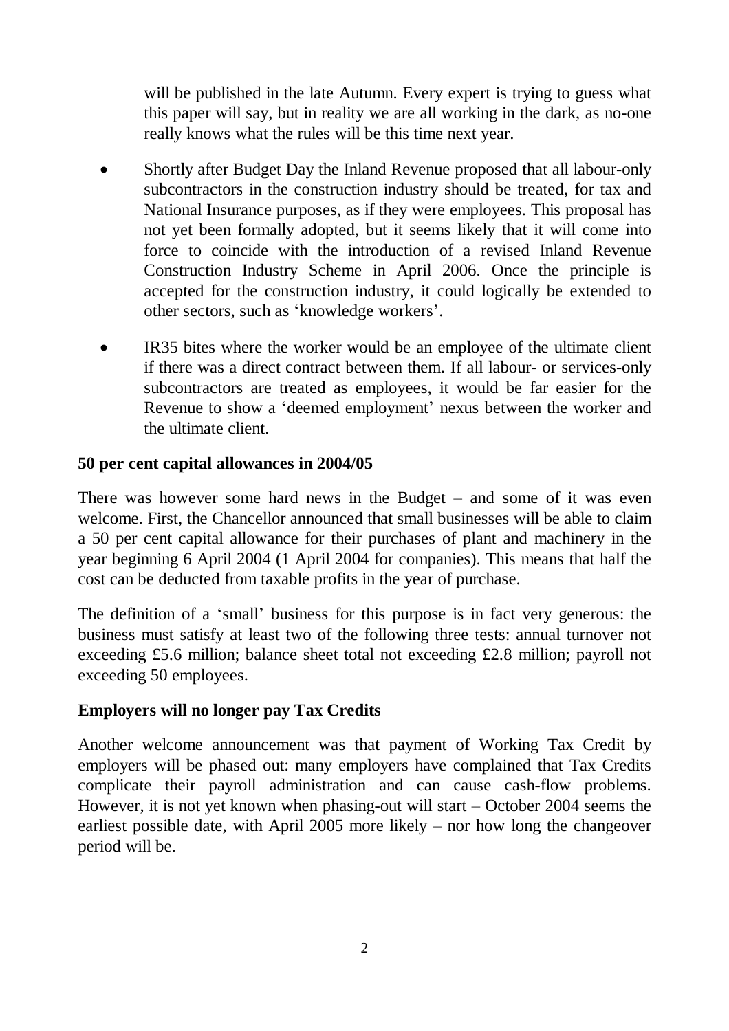will be published in the late Autumn. Every expert is trying to guess what this paper will say, but in reality we are all working in the dark, as no-one really knows what the rules will be this time next year.

- Shortly after Budget Day the Inland Revenue proposed that all labour-only subcontractors in the construction industry should be treated, for tax and National Insurance purposes, as if they were employees. This proposal has not yet been formally adopted, but it seems likely that it will come into force to coincide with the introduction of a revised Inland Revenue Construction Industry Scheme in April 2006. Once the principle is accepted for the construction industry, it could logically be extended to other sectors, such as 'knowledge workers'.
- IR35 bites where the worker would be an employee of the ultimate client if there was a direct contract between them. If all labour- or services-only subcontractors are treated as employees, it would be far easier for the Revenue to show a 'deemed employment' nexus between the worker and the ultimate client.

**50 per cent capital allowances in 2004/05**

There was however some hard news in the Budget – and some of it was even welcome. First, the Chancellor announced that small businesses will be able to claim a 50 per cent capital allowance for their purchases of plant and machinery in the year beginning 6 April 2004 (1 April 2004 for companies). This means that half the cost can be deducted from taxable profits in the year of purchase.

The definition of a 'small' business for this purpose is in fact very generous: the business must satisfy at least two of the following three tests: annual turnover not exceeding £5.6 million; balance sheet total not exceeding £2.8 million; payroll not exceeding 50 employees.

**Employers will no longer pay Tax Credits**

Another welcome announcement was that payment of Working Tax Credit by employers will be phased out: many employers have complained that Tax Credits complicate their payroll administration and can cause cash-flow problems. However, it is not yet known when phasing-out will start – October 2004 seems the earliest possible date, with April 2005 more likely – nor how long the changeover period will be.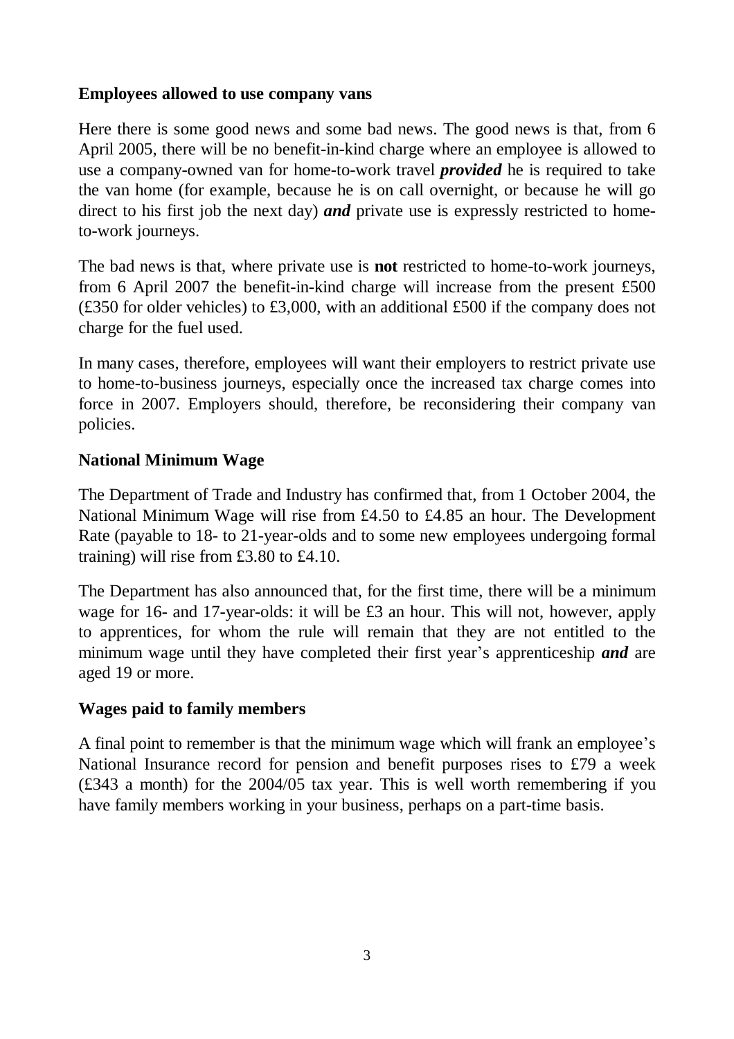**Employees allowed to use company vans**

Here there is some good news and some bad news. The good news is that, from 6 April 2005, there will be no benefit-in-kind charge where an employee is allowed to use a company-owned van for home-to-work travel ***provided*** he is required to take the van home (for example, because he is on call overnight, or because he will go direct to his first job the next day) ***and*** private use is expressly restricted to home-to-work journeys.

The bad news is that, where private use is **not** restricted to home-to-work journeys, from 6 April 2007 the benefit-in-kind charge will increase from the present £500 (£350 for older vehicles) to £3,000, with an additional £500 if the company does not charge for the fuel used.

In many cases, therefore, employees will want their employers to restrict private use to home-to-business journeys, especially once the increased tax charge comes into force in 2007. Employers should, therefore, be reconsidering their company van policies.

**National Minimum Wage**

The Department of Trade and Industry has confirmed that, from 1 October 2004, the National Minimum Wage will rise from £4.50 to £4.85 an hour. The Development Rate (payable to 18- to 21-year-olds and to some new employees undergoing formal training) will rise from £3.80 to £4.10.

The Department has also announced that, for the first time, there will be a minimum wage for 16- and 17-year-olds: it will be £3 an hour. This will not, however, apply to apprentices, for whom the rule will remain that they are not entitled to the minimum wage until they have completed their first year's apprenticeship ***and*** are aged 19 or more.

**Wages paid to family members**

A final point to remember is that the minimum wage which will frank an employee's National Insurance record for pension and benefit purposes rises to £79 a week (£343 a month) for the 2004/05 tax year. This is well worth remembering if you have family members working in your business, perhaps on a part-time basis.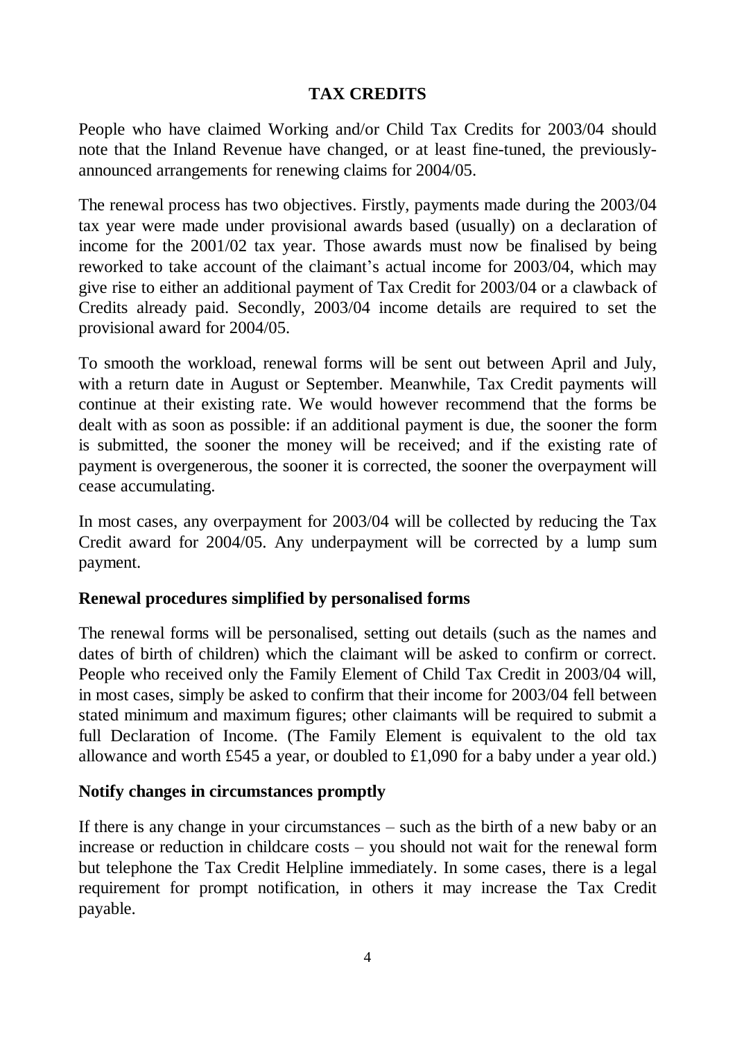## TAX CREDITS

People who have claimed Working and/or Child Tax Credits for 2003/04 should note that the Inland Revenue have changed, or at least fine-tuned, the previously-announced arrangements for renewing claims for 2004/05.

The renewal process has two objectives. Firstly, payments made during the 2003/04 tax year were made under provisional awards based (usually) on a declaration of income for the 2001/02 tax year. Those awards must now be finalised by being reworked to take account of the claimant's actual income for 2003/04, which may give rise to either an additional payment of Tax Credit for 2003/04 or a clawback of Credits already paid. Secondly, 2003/04 income details are required to set the provisional award for 2004/05.

To smooth the workload, renewal forms will be sent out between April and July, with a return date in August or September. Meanwhile, Tax Credit payments will continue at their existing rate. We would however recommend that the forms be dealt with as soon as possible: if an additional payment is due, the sooner the form is submitted, the sooner the money will be received; and if the existing rate of payment is overgenerous, the sooner it is corrected, the sooner the overpayment will cease accumulating.

In most cases, any overpayment for 2003/04 will be collected by reducing the Tax Credit award for 2004/05. Any underpayment will be corrected by a lump sum payment.

### Renewal procedures simplified by personalised forms

The renewal forms will be personalised, setting out details (such as the names and dates of birth of children) which the claimant will be asked to confirm or correct. People who received only the Family Element of Child Tax Credit in 2003/04 will, in most cases, simply be asked to confirm that their income for 2003/04 fell between stated minimum and maximum figures; other claimants will be required to submit a full Declaration of Income. (The Family Element is equivalent to the old tax allowance and worth £545 a year, or doubled to £1,090 for a baby under a year old.)

### Notify changes in circumstances promptly

If there is any change in your circumstances – such as the birth of a new baby or an increase or reduction in childcare costs – you should not wait for the renewal form but telephone the Tax Credit Helpline immediately. In some cases, there is a legal requirement for prompt notification, in others it may increase the Tax Credit payable.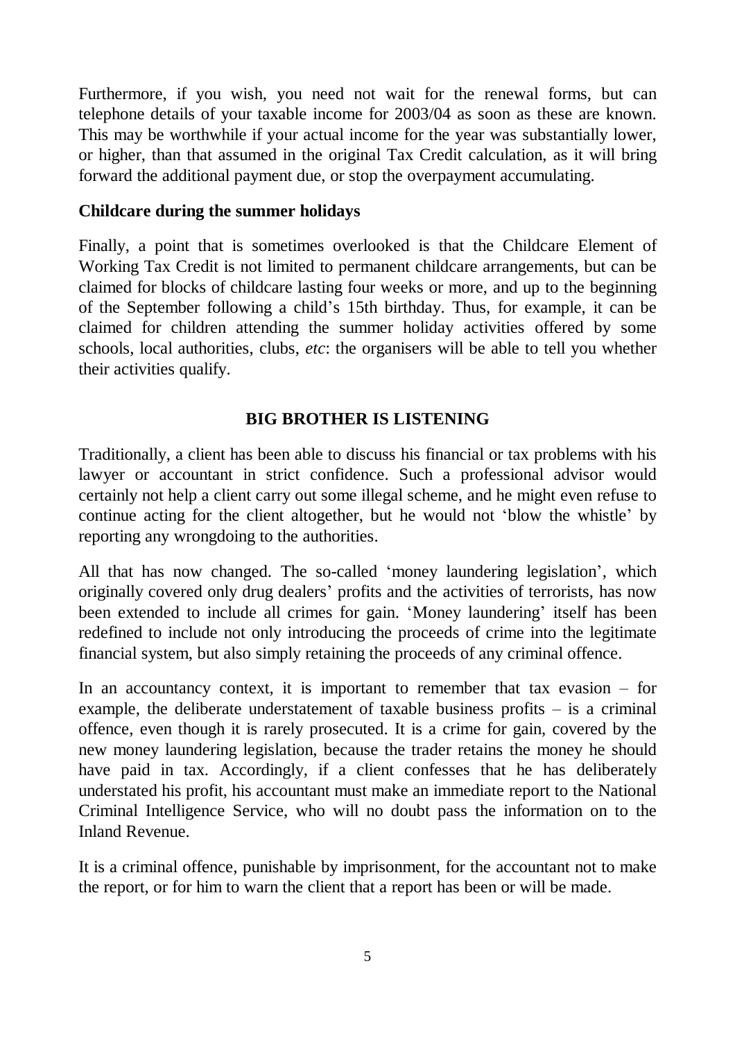Furthermore, if you wish, you need not wait for the renewal forms, but can telephone details of your taxable income for 2003/04 as soon as these are known. This may be worthwhile if your actual income for the year was substantially lower, or higher, than that assumed in the original Tax Credit calculation, as it will bring forward the additional payment due, or stop the overpayment accumulating.

**Childcare during the summer holidays**

Finally, a point that is sometimes overlooked is that the Childcare Element of Working Tax Credit is not limited to permanent childcare arrangements, but can be claimed for blocks of childcare lasting four weeks or more, and up to the beginning of the September following a child's 15th birthday. Thus, for example, it can be claimed for children attending the summer holiday activities offered by some schools, local authorities, clubs, *etc*: the organisers will be able to tell you whether their activities qualify.

## BIG BROTHER IS LISTENING

Traditionally, a client has been able to discuss his financial or tax problems with his lawyer or accountant in strict confidence. Such a professional advisor would certainly not help a client carry out some illegal scheme, and he might even refuse to continue acting for the client altogether, but he would not 'blow the whistle' by reporting any wrongdoing to the authorities.

All that has now changed. The so-called 'money laundering legislation', which originally covered only drug dealers' profits and the activities of terrorists, has now been extended to include all crimes for gain. 'Money laundering' itself has been redefined to include not only introducing the proceeds of crime into the legitimate financial system, but also simply retaining the proceeds of any criminal offence.

In an accountancy context, it is important to remember that tax evasion – for example, the deliberate understatement of taxable business profits – is a criminal offence, even though it is rarely prosecuted. It is a crime for gain, covered by the new money laundering legislation, because the trader retains the money he should have paid in tax. Accordingly, if a client confesses that he has deliberately understated his profit, his accountant must make an immediate report to the National Criminal Intelligence Service, who will no doubt pass the information on to the Inland Revenue.

It is a criminal offence, punishable by imprisonment, for the accountant not to make the report, or for him to warn the client that a report has been or will be made.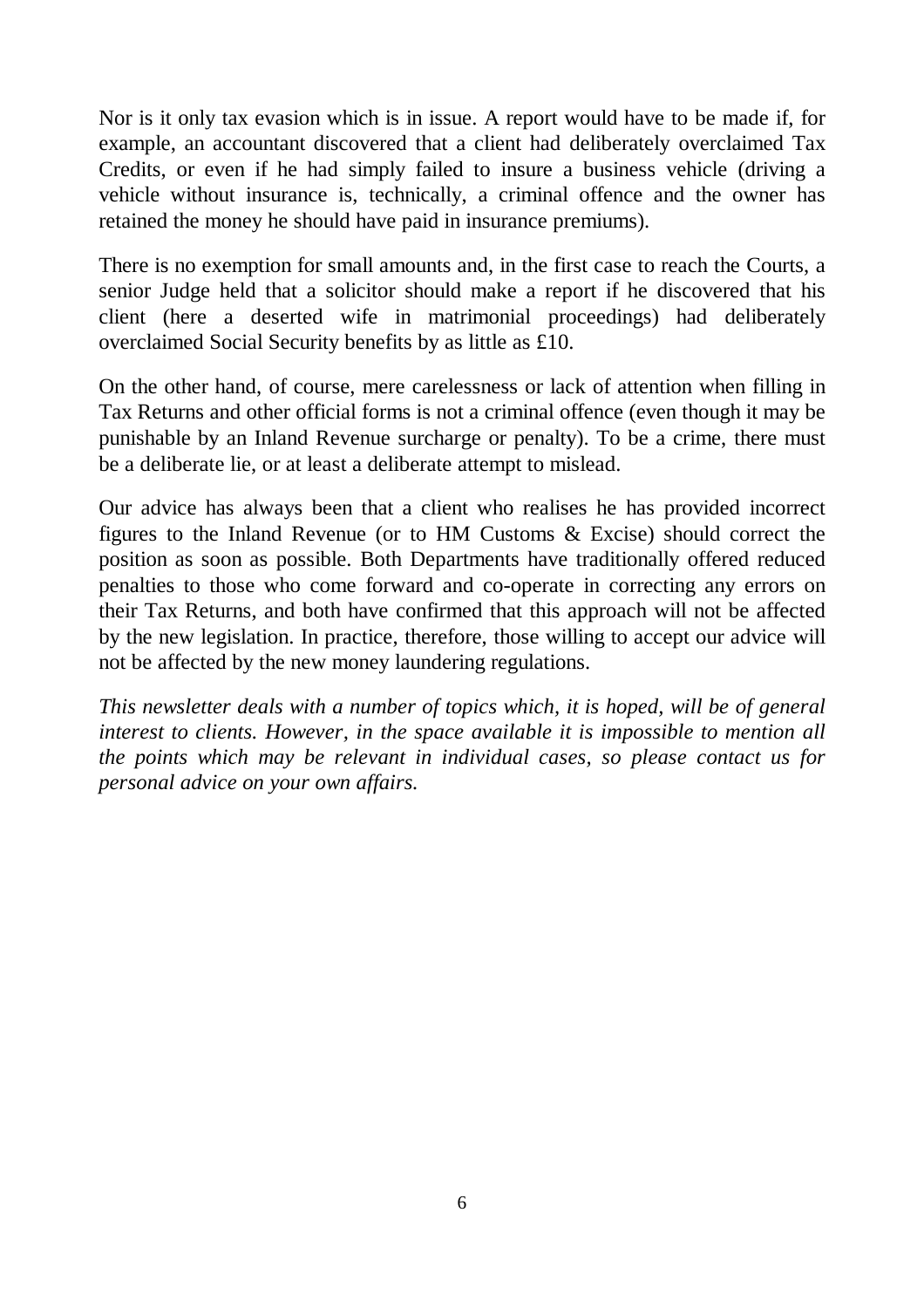Nor is it only tax evasion which is in issue. A report would have to be made if, for example, an accountant discovered that a client had deliberately overclaimed Tax Credits, or even if he had simply failed to insure a business vehicle (driving a vehicle without insurance is, technically, a criminal offence and the owner has retained the money he should have paid in insurance premiums).

There is no exemption for small amounts and, in the first case to reach the Courts, a senior Judge held that a solicitor should make a report if he discovered that his client (here a deserted wife in matrimonial proceedings) had deliberately overclaimed Social Security benefits by as little as £10.

On the other hand, of course, mere carelessness or lack of attention when filling in Tax Returns and other official forms is not a criminal offence (even though it may be punishable by an Inland Revenue surcharge or penalty). To be a crime, there must be a deliberate lie, or at least a deliberate attempt to mislead.

Our advice has always been that a client who realises he has provided incorrect figures to the Inland Revenue (or to HM Customs & Excise) should correct the position as soon as possible. Both Departments have traditionally offered reduced penalties to those who come forward and co-operate in correcting any errors on their Tax Returns, and both have confirmed that this approach will not be affected by the new legislation. In practice, therefore, those willing to accept our advice will not be affected by the new money laundering regulations.

*This newsletter deals with a number of topics which, it is hoped, will be of general interest to clients. However, in the space available it is impossible to mention all the points which may be relevant in individual cases, so please contact us for personal advice on your own affairs.*